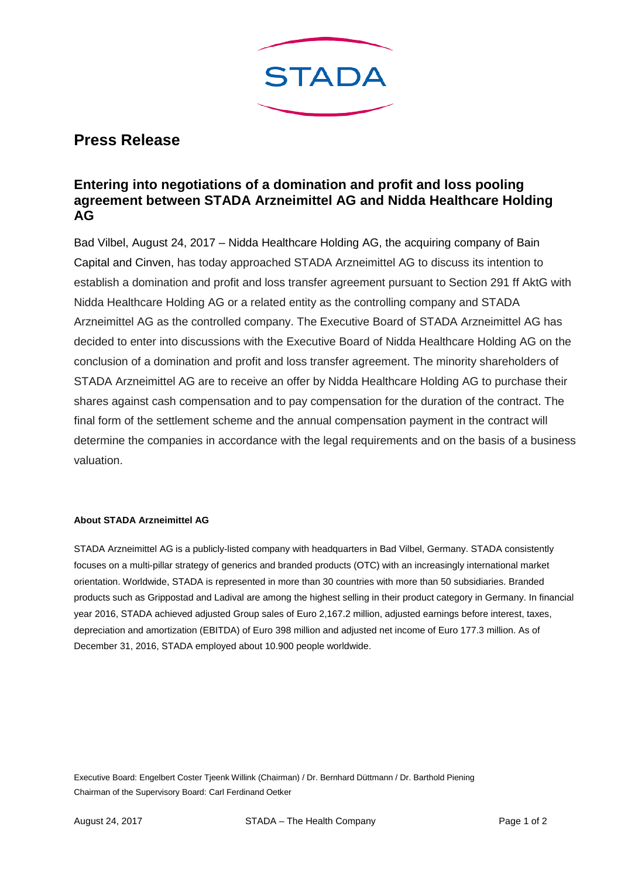STADA

# Press Release

## Entering into negotiations of a domination and profit and loss pooling agreement between STADA Arzneimittel AG and Nidda Healthcare Holding AG

Bad Vilbel, August 24, 2017 – Nidda Healthcare Holding AG, the acquiring company of Bain Capital and Cinven, has today approached STADA Arzneimittel AG to discuss its intention to establish a domination and profit and loss transfer agreement pursuant to Section 291 ff AktG with Nidda Healthcare Holding AG or a related entity as the controlling company and STADA Arzneimittel AG as the controlled company. The Executive Board of STADA Arzneimittel AG has decided to enter into discussions with the Executive Board of Nidda Healthcare Holding AG on the conclusion of a domination and profit and loss transfer agreement. The minority shareholders of STADA Arzneimittel AG are to receive an offer by Nidda Healthcare Holding AG to purchase their shares against cash compensation and to pay compensation for the duration of the contract. The final form of the settlement scheme and the annual compensation payment in the contract will determine the companies in accordance with the legal requirements and on the basis of a business valuation.

**About STADA Arzneimittel AG**

STADA Arzneimittel AG is a publicly-listed company with headquarters in Bad Vilbel, Germany. STADA consistently focuses on a multi-pillar strategy of generics and branded products (OTC) with an increasingly international market orientation. Worldwide, STADA is represented in more than 30 countries with more than 50 subsidiaries. Branded products such as Grippostad and Ladival are among the highest selling in their product category in Germany. In financial year 2016, STADA achieved adjusted Group sales of Euro 2,167.2 million, adjusted earnings before interest, taxes, depreciation and amortization (EBITDA) of Euro 398 million and adjusted net income of Euro 177.3 million. As of December 31, 2016, STADA employed about 10.900 people worldwide.

Executive Board: Engelbert Coster Tjeenk Willink (Chairman) / Dr. Bernhard Düttmann / Dr. Barthold Piening
Chairman of the Supervisory Board: Carl Ferdinand Oetker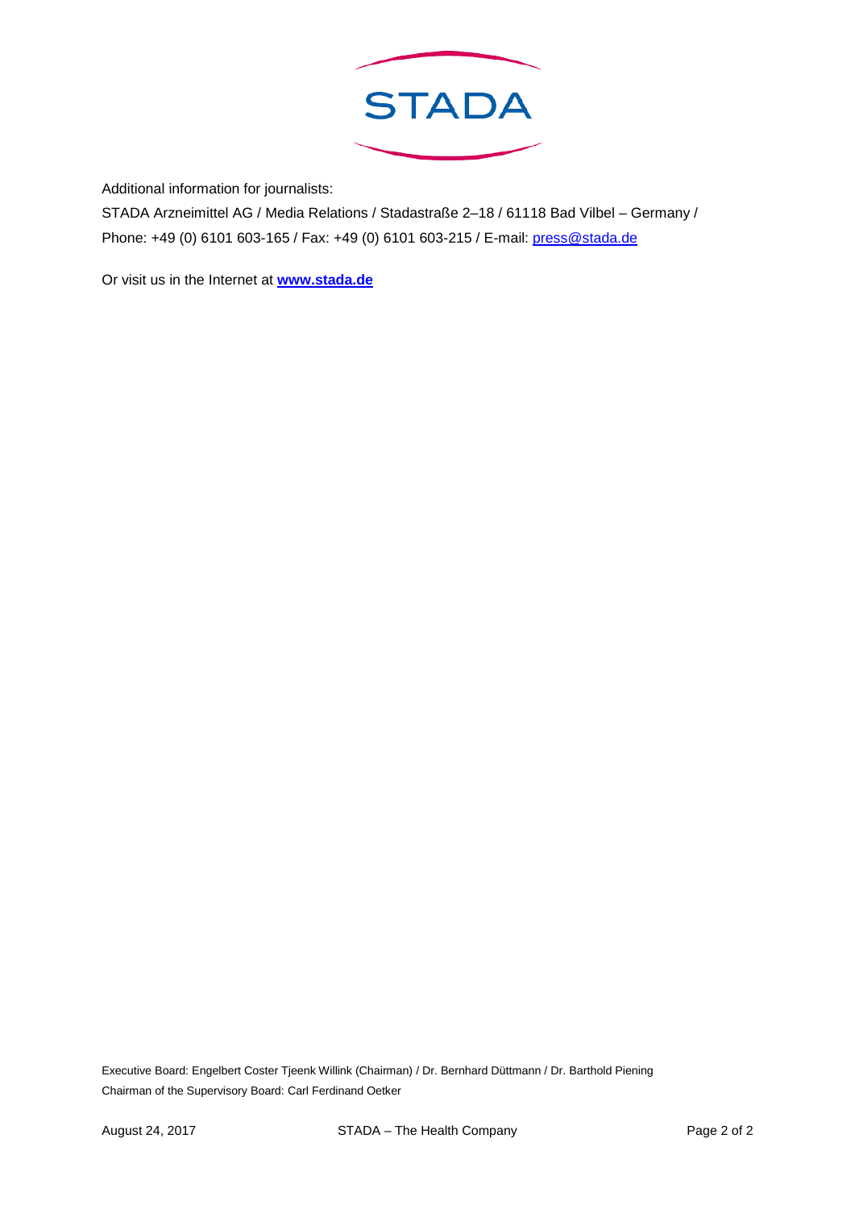Additional information for journalists:

STADA Arzneimittel AG / Media Relations / Stadastraße 2–18 / 61118 Bad Vilbel – Germany / Phone: +49 (0) 6101 603-165 / Fax: +49 (0) 6101 603-215 / E-mail: press@stada.de

Or visit us in the Internet at **www.stada.de**

Executive Board: Engelbert Coster Tjeenk Willink (Chairman) / Dr. Bernhard Düttmann / Dr. Barthold Piening
Chairman of the Supervisory Board: Carl Ferdinand Oetker